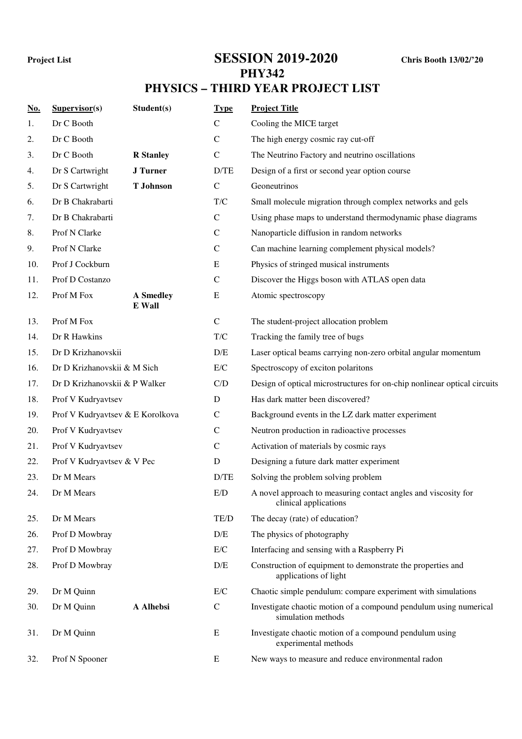Project List

# SESSION 2019-2020

Chris Booth 13/02/'20

## PHY342

## PHYSICS – THIRD YEAR PROJECT LIST

| No. | Supervisor(s) | Student(s) | Type | Project Title |
|---|---|---|---|---|
| 1. | Dr C Booth | | C | Cooling the MICE target |
| 2. | Dr C Booth | | C | The high energy cosmic ray cut-off |
| 3. | Dr C Booth | **R Stanley** | C | The Neutrino Factory and neutrino oscillations |
| 4. | Dr S Cartwright | **J Turner** | D/TE | Design of a first or second year option course |
| 5. | Dr S Cartwright | **T Johnson** | C | Geoneutrinos |
| 6. | Dr B Chakrabarti | | T/C | Small molecule migration through complex networks and gels |
| 7. | Dr B Chakrabarti | | C | Using phase maps to understand thermodynamic phase diagrams |
| 8. | Prof N Clarke | | C | Nanoparticle diffusion in random networks |
| 9. | Prof N Clarke | | C | Can machine learning complement physical models? |
| 10. | Prof J Cockburn | | E | Physics of stringed musical instruments |
| 11. | Prof D Costanzo | | C | Discover the Higgs boson with ATLAS open data |
| 12. | Prof M Fox | **A Smedley** **E Wall** | E | Atomic spectroscopy |
| 13. | Prof M Fox | | C | The student-project allocation problem |
| 14. | Dr R Hawkins | | T/C | Tracking the family tree of bugs |
| 15. | Dr D Krizhanovskii | | D/E | Laser optical beams carrying non-zero orbital angular momentum |
| 16. | Dr D Krizhanovskii & M Sich | | E/C | Spectroscopy of exciton polaritons |
| 17. | Dr D Krizhanovskii & P Walker | | C/D | Design of optical microstructures for on-chip nonlinear optical circuits |
| 18. | Prof V Kudryavtsev | | D | Has dark matter been discovered? |
| 19. | Prof V Kudryavtsev & E Korolkova | | C | Background events in the LZ dark matter experiment |
| 20. | Prof V Kudryavtsev | | C | Neutron production in radioactive processes |
| 21. | Prof V Kudryavtsev | | C | Activation of materials by cosmic rays |
| 22. | Prof V Kudryavtsev & V Pec | | D | Designing a future dark matter experiment |
| 23. | Dr M Mears | | D/TE | Solving the problem solving problem |
| 24. | Dr M Mears | | E/D | A novel approach to measuring contact angles and viscosity for clinical applications |
| 25. | Dr M Mears | | TE/D | The decay (rate) of education? |
| 26. | Prof D Mowbray | | D/E | The physics of photography |
| 27. | Prof D Mowbray | | E/C | Interfacing and sensing with a Raspberry Pi |
| 28. | Prof D Mowbray | | D/E | Construction of equipment to demonstrate the properties and applications of light |
| 29. | Dr M Quinn | | E/C | Chaotic simple pendulum: compare experiment with simulations |
| 30. | Dr M Quinn | **A Alhebsi** | C | Investigate chaotic motion of a compound pendulum using numerical simulation methods |
| 31. | Dr M Quinn | | E | Investigate chaotic motion of a compound pendulum using experimental methods |
| 32. | Prof N Spooner | | E | New ways to measure and reduce environmental radon |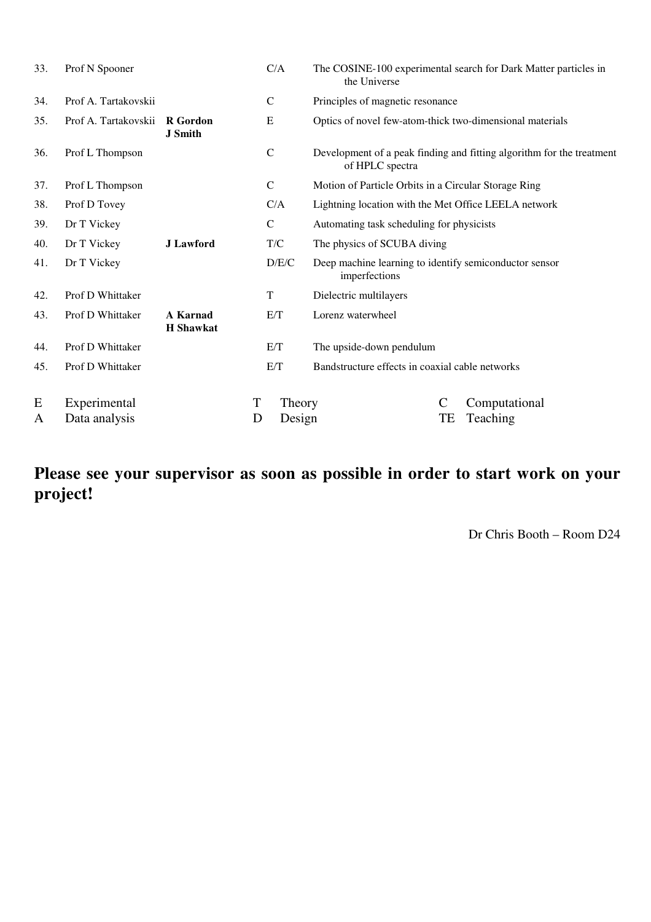| | | | | |
|---|---|---|---|---|
| 33. | Prof N Spooner | | C/A | The COSINE-100 experimental search for Dark Matter particles in the Universe |
| 34. | Prof A. Tartakovskii | | C | Principles of magnetic resonance |
| 35. | Prof A. Tartakovskii | **R Gordon J Smith** | E | Optics of novel few-atom-thick two-dimensional materials |
| 36. | Prof L Thompson | | C | Development of a peak finding and fitting algorithm for the treatment of HPLC spectra |
| 37. | Prof L Thompson | | C | Motion of Particle Orbits in a Circular Storage Ring |
| 38. | Prof D Tovey | | C/A | Lightning location with the Met Office LEELA network |
| 39. | Dr T Vickey | | C | Automating task scheduling for physicists |
| 40. | Dr T Vickey | **J Lawford** | T/C | The physics of SCUBA diving |
| 41. | Dr T Vickey | | D/E/C | Deep machine learning to identify semiconductor sensor imperfections |
| 42. | Prof D Whittaker | | T | Dielectric multilayers |
| 43. | Prof D Whittaker | **A Karnad H Shawkat** | E/T | Lorenz waterwheel |
| 44. | Prof D Whittaker | | E/T | The upside-down pendulum |
| 45. | Prof D Whittaker | | E/T | Bandstructure effects in coaxial cable networks |

| | | | | | |
|---|---|---|---|---|---|
| E | Experimental | T | Theory | C | Computational |
| A | Data analysis | D | Design | TE | Teaching |

**Please see your supervisor as soon as possible in order to start work on your project!**

Dr Chris Booth – Room D24